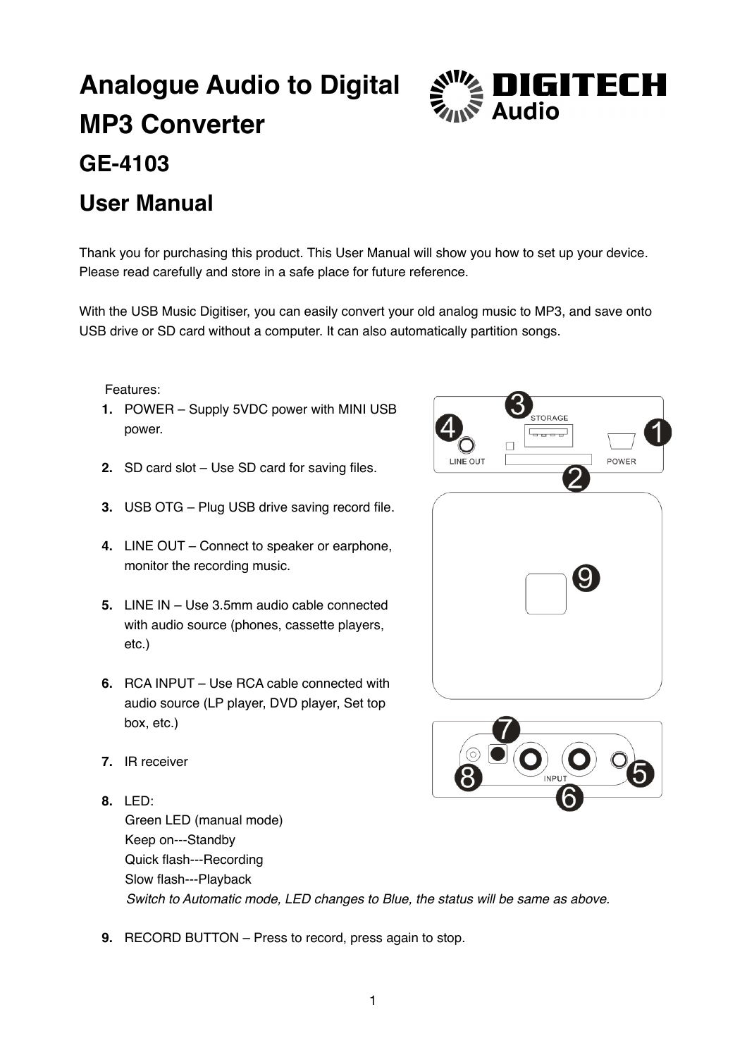# Analogue Audio to Digital MP3 Converter

## GE-4103

## User Manual

Thank you for purchasing this product. This User Manual will show you how to set up your device. Please read carefully and store in a safe place for future reference.

With the USB Music Digitiser, you can easily convert your old analog music to MP3, and save onto USB drive or SD card without a computer. It can also automatically partition songs.

Features:

1. POWER – Supply 5VDC power with MINI USB power.
2. SD card slot – Use SD card for saving files.
3. USB OTG – Plug USB drive saving record file.
4. LINE OUT – Connect to speaker or earphone, monitor the recording music.
5. LINE IN – Use 3.5mm audio cable connected with audio source (phones, cassette players, etc.)
6. RCA INPUT – Use RCA cable connected with audio source (LP player, DVD player, Set top box, etc.)
7. IR receiver
8. LED:
   Green LED (manual mode)
   Keep on---Standby
   Quick flash---Recording
   Slow flash---Playback
   *Switch to Automatic mode, LED changes to Blue, the status will be same as above.*
9. RECORD BUTTON – Press to record, press again to stop.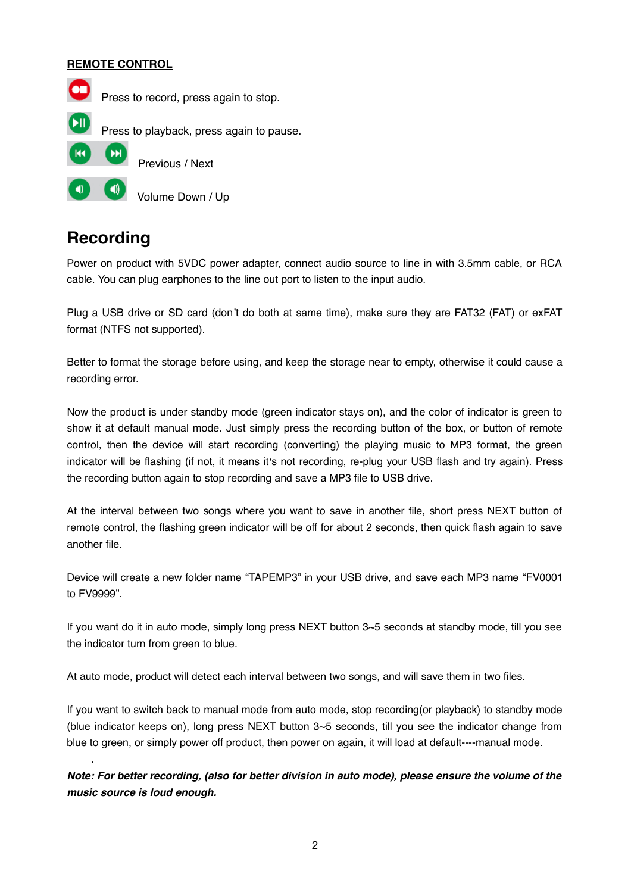**REMOTE CONTROL**

Press to record, press again to stop.

Press to playback, press again to pause.

Previous / Next

Volume Down / Up

# Recording

Power on product with 5VDC power adapter, connect audio source to line in with 3.5mm cable, or RCA cable. You can plug earphones to the line out port to listen to the input audio.

Plug a USB drive or SD card (don't do both at same time), make sure they are FAT32 (FAT) or exFAT format (NTFS not supported).

Better to format the storage before using, and keep the storage near to empty, otherwise it could cause a recording error.

Now the product is under standby mode (green indicator stays on), and the color of indicator is green to show it at default manual mode. Just simply press the recording button of the box, or button of remote control, then the device will start recording (converting) the playing music to MP3 format, the green indicator will be flashing (if not, it means it's not recording, re-plug your USB flash and try again). Press the recording button again to stop recording and save a MP3 file to USB drive.

At the interval between two songs where you want to save in another file, short press NEXT button of remote control, the flashing green indicator will be off for about 2 seconds, then quick flash again to save another file.

Device will create a new folder name "TAPEMP3" in your USB drive, and save each MP3 name "FV0001 to FV9999".

If you want do it in auto mode, simply long press NEXT button 3~5 seconds at standby mode, till you see the indicator turn from green to blue.

At auto mode, product will detect each interval between two songs, and will save them in two files.

If you want to switch back to manual mode from auto mode, stop recording(or playback) to standby mode (blue indicator keeps on), long press NEXT button 3~5 seconds, till you see the indicator change from blue to green, or simply power off product, then power on again, it will load at default----manual mode.

***Note: For better recording, (also for better division in auto mode), please ensure the volume of the music source is loud enough.***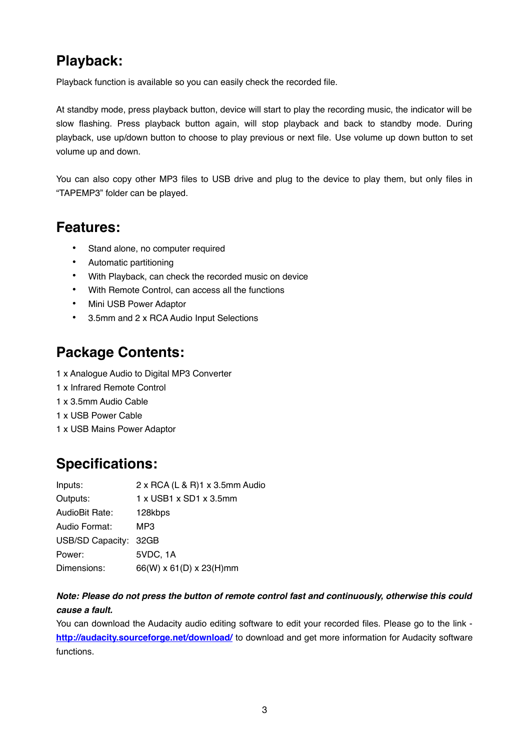## Playback:

Playback function is available so you can easily check the recorded file.

At standby mode, press playback button, device will start to play the recording music, the indicator will be slow flashing. Press playback button again, will stop playback and back to standby mode. During playback, use up/down button to choose to play previous or next file. Use volume up down button to set volume up and down.

You can also copy other MP3 files to USB drive and plug to the device to play them, but only files in “TAPEMP3” folder can be played.

## Features:

- Stand alone, no computer required
- Automatic partitioning
- With Playback, can check the recorded music on device
- With Remote Control, can access all the functions
- Mini USB Power Adaptor
- 3.5mm and 2 x RCA Audio Input Selections

## Package Contents:

1 x Analogue Audio to Digital MP3 Converter
1 x Infrared Remote Control
1 x 3.5mm Audio Cable
1 x USB Power Cable
1 x USB Mains Power Adaptor

## Specifications:

| | |
|---|---|
| Inputs: | 2 x RCA (L & R)1 x 3.5mm Audio |
| Outputs: | 1 x USB1 x SD1 x 3.5mm |
| AudioBit Rate: | 128kbps |
| Audio Format: | MP3 |
| USB/SD Capacity: | 32GB |
| Power: | 5VDC, 1A |
| Dimensions: | 66(W) x 61(D) x 23(H)mm |

***Note: Please do not press the button of remote control fast and continuously, otherwise this could cause a fault.***

You can download the Audacity audio editing software to edit your recorded files. Please go to the link - **http://audacity.sourceforge.net/download/** to download and get more information for Audacity software functions.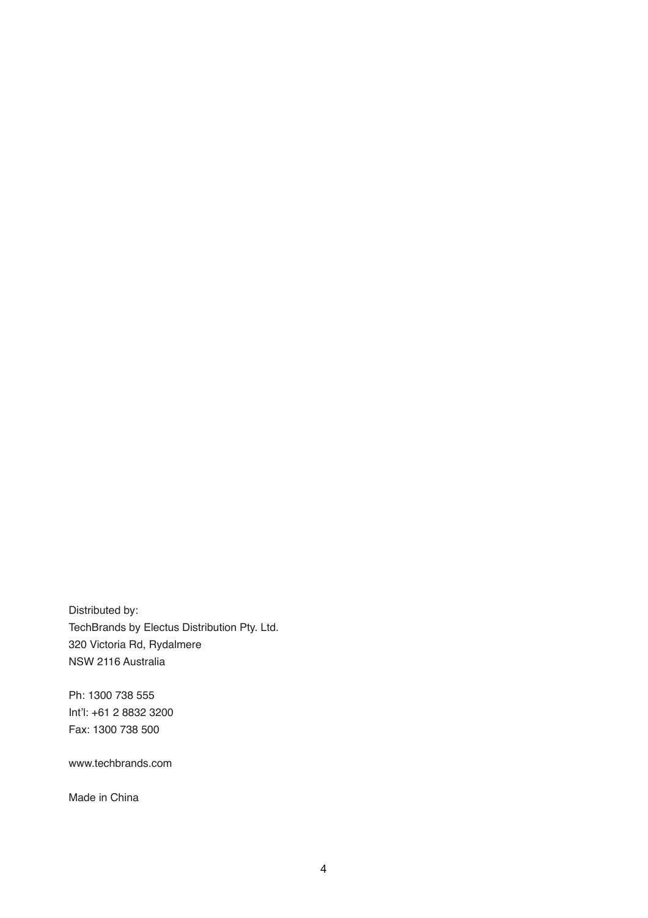Distributed by:
TechBrands by Electus Distribution Pty. Ltd.
320 Victoria Rd, Rydalmere
NSW 2116 Australia

Ph: 1300 738 555
Int'l: +61 2 8832 3200
Fax: 1300 738 500

www.techbrands.com

Made in China